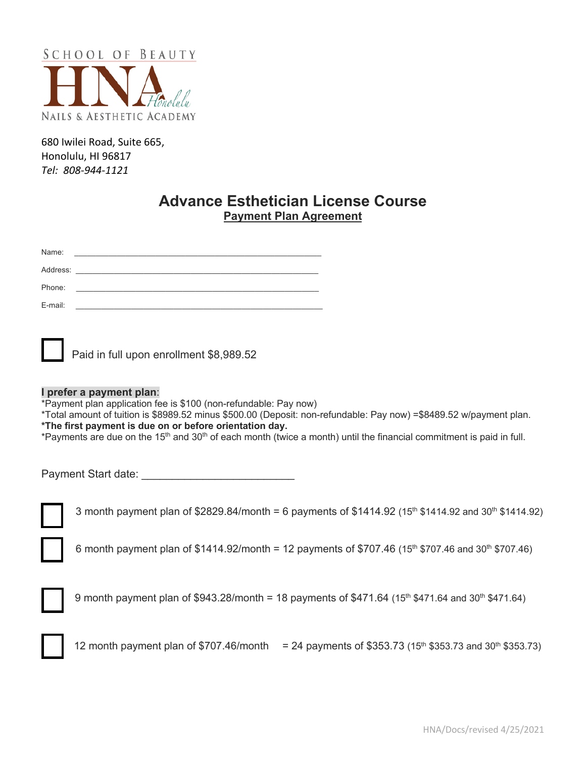SCHOOL OF BEAUTY

HNA Honolulu

NAILS & AESTHETIC ACADEMY

680 Iwilei Road, Suite 665,
Honolulu, HI 96817
*Tel: 808-944-1121*

# Advance Esthetician License Course

## Payment Plan Agreement

Name: ______________________________________________

Address: ______________________________________________

Phone: ______________________________________________

E-mail: ______________________________________________

☐ Paid in full upon enrollment $8,989.52

**I prefer a payment plan**:

*Payment plan application fee is $100 (non-refundable: Pay now)
*Total amount of tuition is $8989.52 minus $500.00 (Deposit: non-refundable: Pay now) =$8489.52 w/payment plan.
***The first payment is due on or before orientation day.**
*Payments are due on the 15th and 30th of each month (twice a month) until the financial commitment is paid in full.

Payment Start date: ________________________

☐ 3 month payment plan of $2829.84/month = 6 payments of $1414.92 (15th $1414.92 and 30th $1414.92)

☐ 6 month payment plan of $1414.92/month = 12 payments of $707.46 (15th $707.46 and 30th $707.46)

☐ 9 month payment plan of $943.28/month = 18 payments of $471.64 (15th $471.64 and 30th $471.64)

☐ 12 month payment plan of $707.46/month = 24 payments of $353.73 (15th $353.73 and 30th $353.73)

HNA/Docs/revised 4/25/2021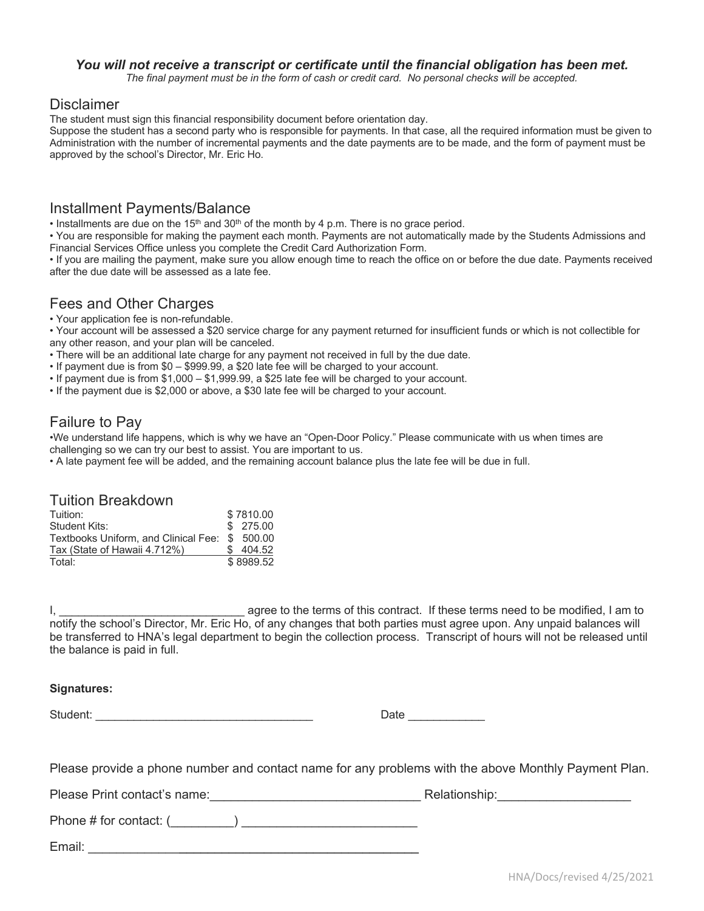***You will not receive a transcript or certificate until the financial obligation has been met.***

*The final payment must be in the form of cash or credit card. No personal checks will be accepted.*

## Disclaimer

The student must sign this financial responsibility document before orientation day.

Suppose the student has a second party who is responsible for payments. In that case, all the required information must be given to Administration with the number of incremental payments and the date payments are to be made, and the form of payment must be approved by the school's Director, Mr. Eric Ho.

## Installment Payments/Balance

- Installments are due on the 15th and 30th of the month by 4 p.m. There is no grace period.
- You are responsible for making the payment each month. Payments are not automatically made by the Students Admissions and Financial Services Office unless you complete the Credit Card Authorization Form.
- If you are mailing the payment, make sure you allow enough time to reach the office on or before the due date. Payments received after the due date will be assessed as a late fee.

## Fees and Other Charges

- Your application fee is non-refundable.
- Your account will be assessed a $20 service charge for any payment returned for insufficient funds or which is not collectible for any other reason, and your plan will be canceled.
- There will be an additional late charge for any payment not received in full by the due date.
- If payment due is from $0 – $999.99, a $20 late fee will be charged to your account.
- If payment due is from $1,000 – $1,999.99, a $25 late fee will be charged to your account.
- If the payment due is $2,000 or above, a $30 late fee will be charged to your account.

## Failure to Pay

- We understand life happens, which is why we have an "Open-Door Policy." Please communicate with us when times are challenging so we can try our best to assist. You are important to us.
- A late payment fee will be added, and the remaining account balance plus the late fee will be due in full.

## Tuition Breakdown

| | |
|---|---|
| Tuition: | $ 7810.00 |
| Student Kits: | $ 275.00 |
| Textbooks Uniform, and Clinical Fee: | $ 500.00 |
| Tax (State of Hawaii 4.712%) | $ 404.52 |
| Total: | $ 8989.52 |

I, ____________________________ agree to the terms of this contract. If these terms need to be modified, I am to notify the school's Director, Mr. Eric Ho, of any changes that both parties must agree upon. Any unpaid balances will be transferred to HNA's legal department to begin the collection process. Transcript of hours will not be released until the balance is paid in full.

**Signatures:**

Student: _________________________________ Date ____________

Please provide a phone number and contact name for any problems with the above Monthly Payment Plan.

Please Print contact's name:______________________________ Relationship:___________________

Phone # for contact: (_________) _________________________

Email: _____________________________________________

HNA/Docs/revised 4/25/2021